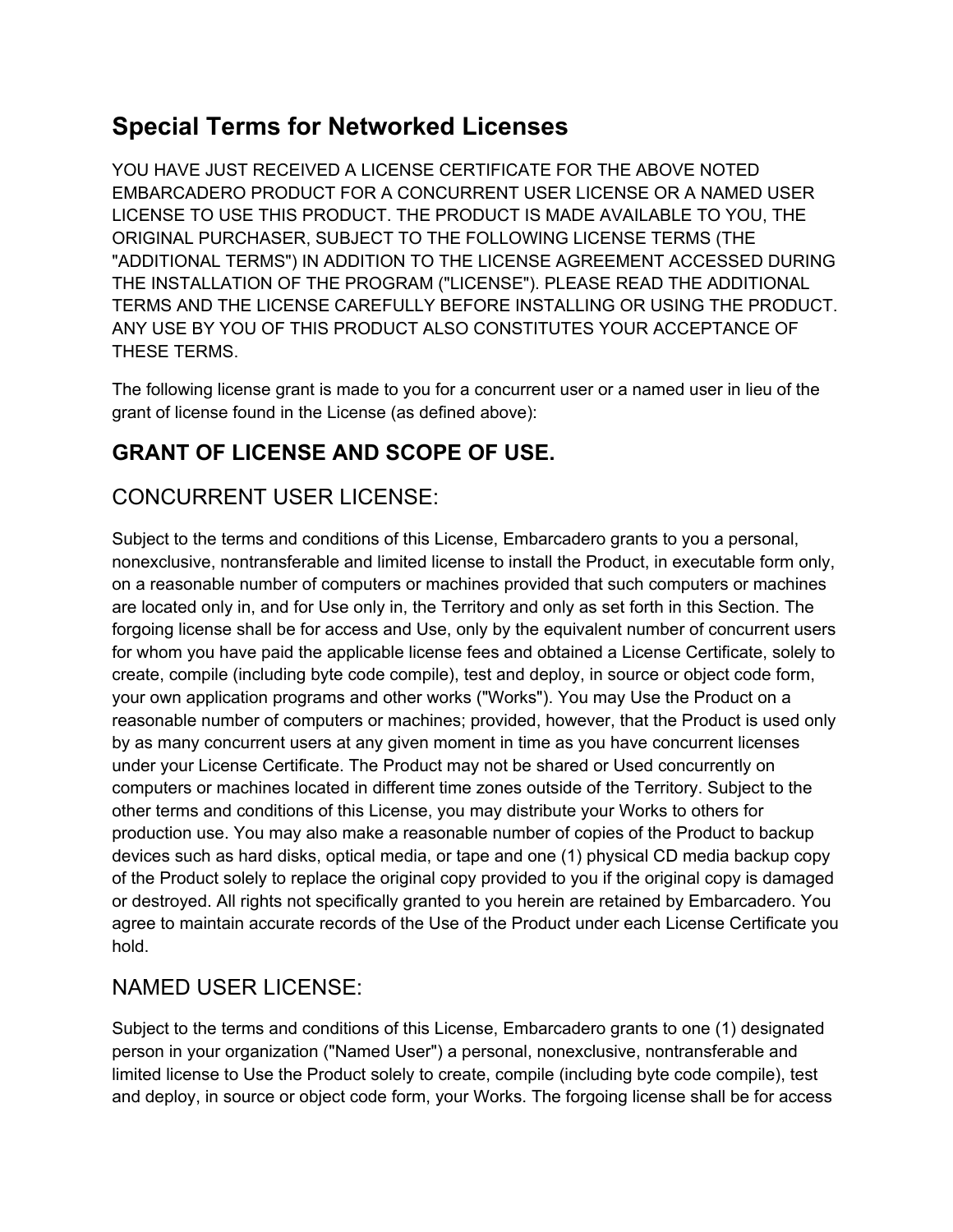# Special Terms for Networked Licenses

YOU HAVE JUST RECEIVED A LICENSE CERTIFICATE FOR THE ABOVE NOTED EMBARCADERO PRODUCT FOR A CONCURRENT USER LICENSE OR A NAMED USER LICENSE TO USE THIS PRODUCT. THE PRODUCT IS MADE AVAILABLE TO YOU, THE ORIGINAL PURCHASER, SUBJECT TO THE FOLLOWING LICENSE TERMS (THE "ADDITIONAL TERMS") IN ADDITION TO THE LICENSE AGREEMENT ACCESSED DURING THE INSTALLATION OF THE PROGRAM ("LICENSE"). PLEASE READ THE ADDITIONAL TERMS AND THE LICENSE CAREFULLY BEFORE INSTALLING OR USING THE PRODUCT. ANY USE BY YOU OF THIS PRODUCT ALSO CONSTITUTES YOUR ACCEPTANCE OF THESE TERMS.

The following license grant is made to you for a concurrent user or a named user in lieu of the grant of license found in the License (as defined above):

## GRANT OF LICENSE AND SCOPE OF USE.

## CONCURRENT USER LICENSE:

Subject to the terms and conditions of this License, Embarcadero grants to you a personal, nonexclusive, nontransferable and limited license to install the Product, in executable form only, on a reasonable number of computers or machines provided that such computers or machines are located only in, and for Use only in, the Territory and only as set forth in this Section. The forgoing license shall be for access and Use, only by the equivalent number of concurrent users for whom you have paid the applicable license fees and obtained a License Certificate, solely to create, compile (including byte code compile), test and deploy, in source or object code form, your own application programs and other works ("Works"). You may Use the Product on a reasonable number of computers or machines; provided, however, that the Product is used only by as many concurrent users at any given moment in time as you have concurrent licenses under your License Certificate. The Product may not be shared or Used concurrently on computers or machines located in different time zones outside of the Territory. Subject to the other terms and conditions of this License, you may distribute your Works to others for production use. You may also make a reasonable number of copies of the Product to backup devices such as hard disks, optical media, or tape and one (1) physical CD media backup copy of the Product solely to replace the original copy provided to you if the original copy is damaged or destroyed. All rights not specifically granted to you herein are retained by Embarcadero. You agree to maintain accurate records of the Use of the Product under each License Certificate you hold.

## NAMED USER LICENSE:

Subject to the terms and conditions of this License, Embarcadero grants to one (1) designated person in your organization ("Named User") a personal, nonexclusive, nontransferable and limited license to Use the Product solely to create, compile (including byte code compile), test and deploy, in source or object code form, your Works. The forgoing license shall be for access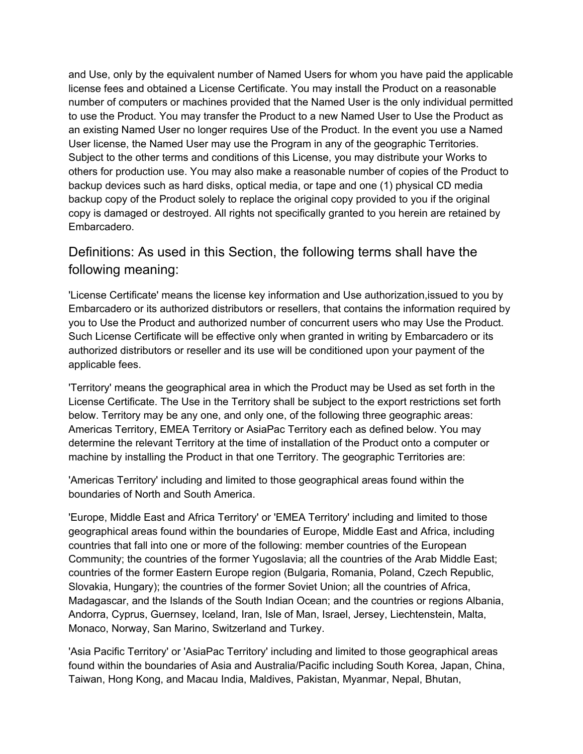and Use, only by the equivalent number of Named Users for whom you have paid the applicable license fees and obtained a License Certificate. You may install the Product on a reasonable number of computers or machines provided that the Named User is the only individual permitted to use the Product. You may transfer the Product to a new Named User to Use the Product as an existing Named User no longer requires Use of the Product. In the event you use a Named User license, the Named User may use the Program in any of the geographic Territories. Subject to the other terms and conditions of this License, you may distribute your Works to others for production use. You may also make a reasonable number of copies of the Product to backup devices such as hard disks, optical media, or tape and one (1) physical CD media backup copy of the Product solely to replace the original copy provided to you if the original copy is damaged or destroyed. All rights not specifically granted to you herein are retained by Embarcadero.

## Definitions: As used in this Section, the following terms shall have the following meaning:

'License Certificate' means the license key information and Use authorization,issued to you by Embarcadero or its authorized distributors or resellers, that contains the information required by you to Use the Product and authorized number of concurrent users who may Use the Product. Such License Certificate will be effective only when granted in writing by Embarcadero or its authorized distributors or reseller and its use will be conditioned upon your payment of the applicable fees.

'Territory' means the geographical area in which the Product may be Used as set forth in the License Certificate. The Use in the Territory shall be subject to the export restrictions set forth below. Territory may be any one, and only one, of the following three geographic areas: Americas Territory, EMEA Territory or AsiaPac Territory each as defined below. You may determine the relevant Territory at the time of installation of the Product onto a computer or machine by installing the Product in that one Territory. The geographic Territories are:

'Americas Territory' including and limited to those geographical areas found within the boundaries of North and South America.

'Europe, Middle East and Africa Territory' or 'EMEA Territory' including and limited to those geographical areas found within the boundaries of Europe, Middle East and Africa, including countries that fall into one or more of the following: member countries of the European Community; the countries of the former Yugoslavia; all the countries of the Arab Middle East; countries of the former Eastern Europe region (Bulgaria, Romania, Poland, Czech Republic, Slovakia, Hungary); the countries of the former Soviet Union; all the countries of Africa, Madagascar, and the Islands of the South Indian Ocean; and the countries or regions Albania, Andorra, Cyprus, Guernsey, Iceland, Iran, Isle of Man, Israel, Jersey, Liechtenstein, Malta, Monaco, Norway, San Marino, Switzerland and Turkey.

'Asia Pacific Territory' or 'AsiaPac Territory' including and limited to those geographical areas found within the boundaries of Asia and Australia/Pacific including South Korea, Japan, China, Taiwan, Hong Kong, and Macau India, Maldives, Pakistan, Myanmar, Nepal, Bhutan,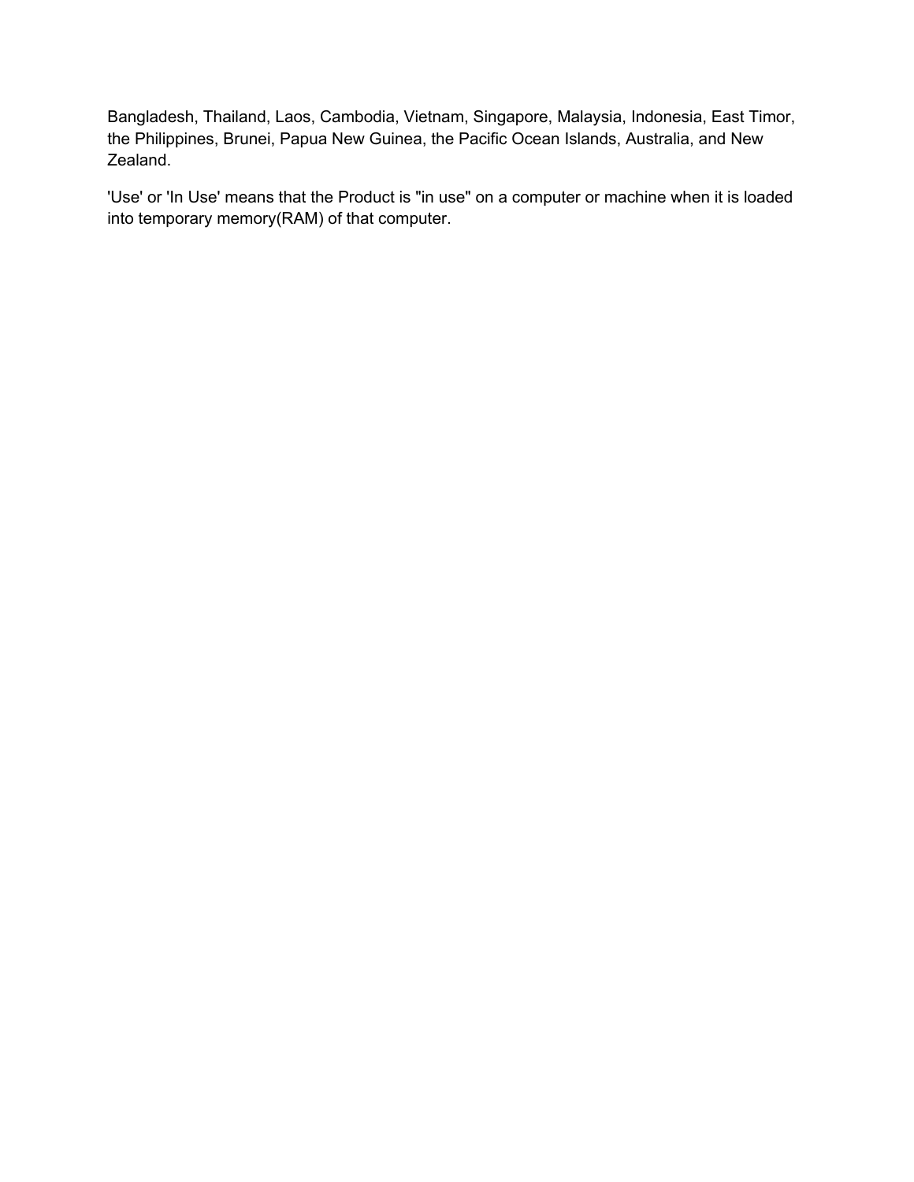Bangladesh, Thailand, Laos, Cambodia, Vietnam, Singapore, Malaysia, Indonesia, East Timor, the Philippines, Brunei, Papua New Guinea, the Pacific Ocean Islands, Australia, and New Zealand.

'Use' or 'In Use' means that the Product is "in use" on a computer or machine when it is loaded into temporary memory(RAM) of that computer.